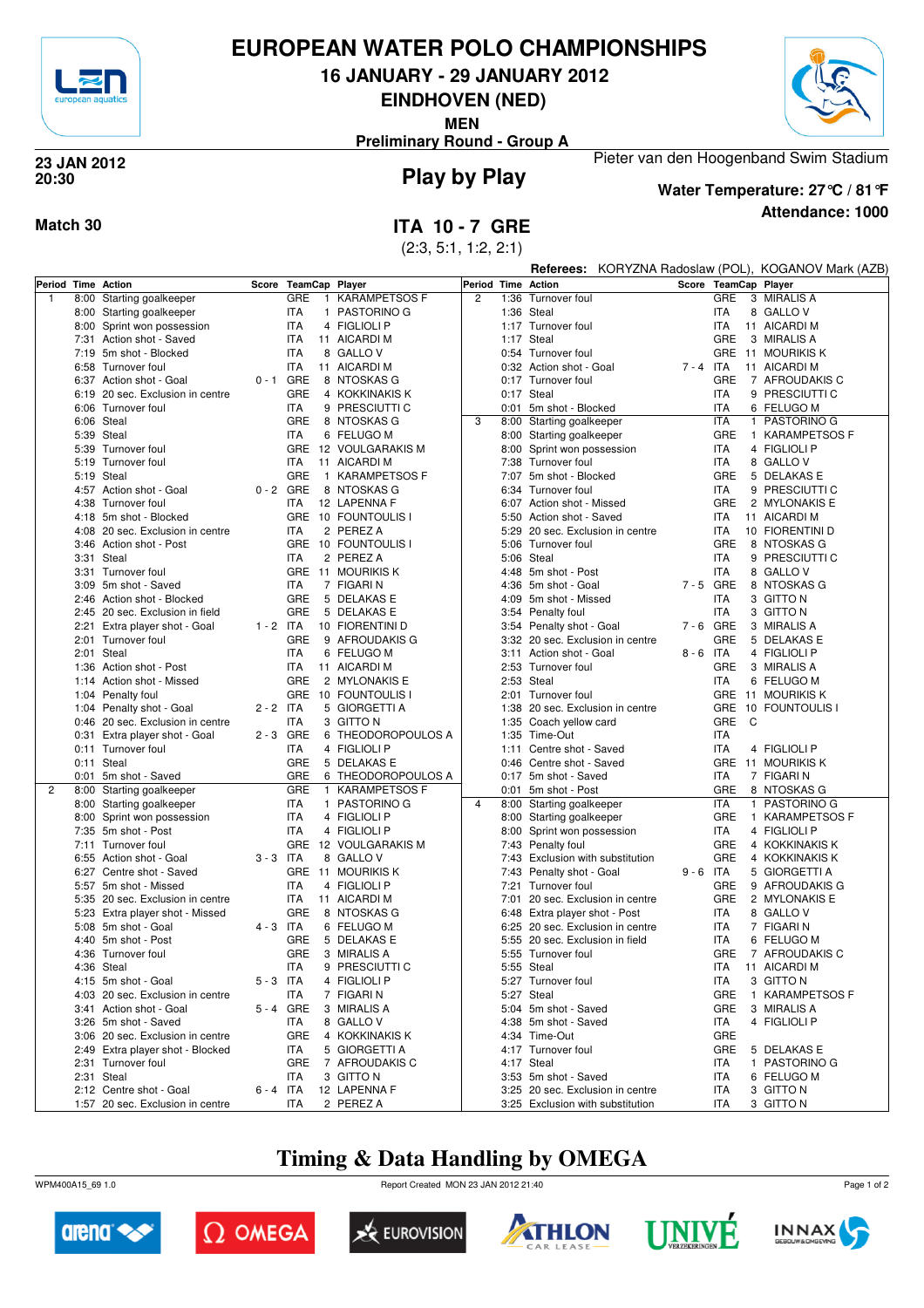# EUROPEAN WATER POLO CHAMPIONSHIPS

## 16 JANUARY - 29 JANUARY 2012

## EINDHOVEN (NED)

**MEN**

**Preliminary Round - Group A**

**23 JAN 2012**
**20:30**

## Play by Play

Pieter van den Hoogenband Swim Stadium

**Water Temperature: 27°C / 81°F**

**Attendance: 1000**

**Match 30**

## ITA 10 - 7 GRE

(2:3, 5:1, 1:2, 2:1)

**Referees:** KORYZNA Radoslaw (POL), KOGANOV Mark (AZB)

| Period | Time | Action | Score | TeamCap | Player |
|---|---|---|---|---|---|
| 1 | 8:00 | Starting goalkeeper | | GRE 1 | KARAMPETSOS F |
| | 8:00 | Starting goalkeeper | | ITA 1 | PASTORINO G |
| | 8:00 | Sprint won possession | | ITA 4 | FIGLIOLI P |
| | 7:31 | Action shot - Saved | | ITA 11 | AICARDI M |
| | 7:19 | 5m shot - Blocked | | ITA 8 | GALLO V |
| | 6:58 | Turnover foul | | ITA 11 | AICARDI M |
| | 6:37 | Action shot - Goal | 0 - 1 | GRE 8 | NTOSKAS G |
| | 6:19 | 20 sec. Exclusion in centre | | GRE 4 | KOKKINAKIS K |
| | 6:06 | Turnover foul | | ITA 9 | PRESCIUTTI C |
| | 6:06 | Steal | | GRE 8 | NTOSKAS G |
| | 5:39 | Steal | | ITA 6 | FELUGO M |
| | 5:39 | Turnover foul | | GRE 12 | VOULGARAKIS M |
| | 5:19 | Turnover foul | | ITA 11 | AICARDI M |
| | 5:19 | Steal | | GRE 1 | KARAMPETSOS F |
| | 4:57 | Action shot - Goal | 0 - 2 | GRE 8 | NTOSKAS G |
| | 4:38 | Turnover foul | | ITA 12 | LAPENNA F |
| | 4:18 | 5m shot - Blocked | | GRE 10 | FOUNTOULIS I |
| | 4:08 | 20 sec. Exclusion in centre | | ITA 2 | PEREZ A |
| | 3:46 | Action shot - Post | | GRE 10 | FOUNTOULIS I |
| | 3:31 | Steal | | ITA 2 | PEREZ A |
| | 3:31 | Turnover foul | | GRE 11 | MOURIKIS K |
| | 3:09 | 5m shot - Saved | | ITA 7 | FIGARI N |
| | 2:46 | Action shot - Blocked | | GRE 5 | DELAKAS E |
| | 2:45 | 20 sec. Exclusion in field | | GRE 5 | DELAKAS E |
| | 2:21 | Extra player shot - Goal | 1 - 2 | ITA 10 | FIORENTINI D |
| | 2:01 | Turnover foul | | GRE 9 | AFROUDAKIS G |
| | 2:01 | Steal | | ITA 6 | FELUGO M |
| | 1:36 | Action shot - Post | | ITA 11 | AICARDI M |
| | 1:14 | Action shot - Missed | | GRE 2 | MYLONAKIS E |
| | 1:04 | Penalty foul | | GRE 10 | FOUNTOULIS I |
| | 1:04 | Penalty shot - Goal | 2 - 2 | ITA 5 | GIORGETTI A |
| | 0:46 | 20 sec. Exclusion in centre | | ITA 3 | GITTO N |
| | 0:31 | Extra player shot - Goal | 2 - 3 | GRE 6 | THEODOROPOULOS A |
| | 0:11 | Turnover foul | | ITA 4 | FIGLIOLI P |
| | 0:11 | Steal | | GRE 5 | DELAKAS E |
| | 0:01 | 5m shot - Saved | | GRE 6 | THEODOROPOULOS A |
| 2 | 8:00 | Starting goalkeeper | | GRE 1 | KARAMPETSOS F |
| | 8:00 | Starting goalkeeper | | ITA 1 | PASTORINO G |
| | 8:00 | Sprint won possession | | ITA 4 | FIGLIOLI P |
| | 7:35 | 5m shot - Post | | ITA 4 | FIGLIOLI P |
| | 7:11 | Turnover foul | | GRE 12 | VOULGARAKIS M |
| | 6:55 | Action shot - Goal | 3 - 3 | ITA 8 | GALLO V |
| | 6:27 | Centre shot - Saved | | GRE 11 | MOURIKIS K |
| | 5:57 | 5m shot - Missed | | ITA 4 | FIGLIOLI P |
| | 5:35 | 20 sec. Exclusion in centre | | ITA 11 | AICARDI M |
| | 5:23 | Extra player shot - Missed | | GRE 8 | NTOSKAS G |
| | 5:08 | 5m shot - Goal | 4 - 3 | ITA 6 | FELUGO M |
| | 4:40 | 5m shot - Post | | GRE 5 | DELAKAS E |
| | 4:36 | Turnover foul | | GRE 3 | MIRALIS A |
| | 4:36 | Steal | | ITA 9 | PRESCIUTTI C |
| | 4:15 | 5m shot - Goal | 5 - 3 | ITA 4 | FIGLIOLI P |
| | 4:03 | 20 sec. Exclusion in centre | | ITA 7 | FIGARI N |
| | 3:41 | Action shot - Goal | 5 - 4 | GRE 3 | MIRALIS A |
| | 3:26 | 5m shot - Saved | | ITA 8 | GALLO V |
| | 3:06 | 20 sec. Exclusion in centre | | GRE 4 | KOKKINAKIS K |
| | 2:49 | Extra player shot - Blocked | | ITA 5 | GIORGETTI A |
| | 2:31 | Turnover foul | | GRE 7 | AFROUDAKIS C |
| | 2:31 | Steal | | ITA 3 | GITTO N |
| | 2:12 | Centre shot - Goal | 6 - 4 | ITA 12 | LAPENNA F |
| | 1:57 | 20 sec. Exclusion in centre | | ITA 2 | PEREZ A |
| 2 | 1:36 | Turnover foul | | GRE 3 | MIRALIS A |
| | 1:36 | Steal | | ITA 8 | GALLO V |
| | 1:17 | Turnover foul | | ITA 11 | AICARDI M |
| | 1:17 | Steal | | GRE 3 | MIRALIS A |
| | 0:54 | Turnover foul | | GRE 11 | MOURIKIS K |
| | 0:32 | Action shot - Goal | 7 - 4 | ITA 11 | AICARDI M |
| | 0:17 | Turnover foul | | GRE 7 | AFROUDAKIS C |
| | 0:17 | Steal | | ITA 9 | PRESCIUTTI C |
| | 0:01 | 5m shot - Blocked | | ITA 6 | FELUGO M |
| 3 | 8:00 | Starting goalkeeper | | ITA 1 | PASTORINO G |
| | 8:00 | Starting goalkeeper | | GRE 1 | KARAMPETSOS F |
| | 8:00 | Sprint won possession | | ITA 4 | FIGLIOLI P |
| | 7:38 | Turnover foul | | ITA 8 | GALLO V |
| | 7:07 | 5m shot - Blocked | | GRE 5 | DELAKAS E |
| | 6:34 | Turnover foul | | ITA 9 | PRESCIUTTI C |
| | 6:07 | Action shot - Missed | | GRE 2 | MYLONAKIS E |
| | 5:50 | Action shot - Saved | | ITA 11 | AICARDI M |
| | 5:29 | 20 sec. Exclusion in centre | | ITA 10 | FIORENTINI D |
| | 5:06 | Turnover foul | | GRE 8 | NTOSKAS G |
| | 5:06 | Steal | | ITA 9 | PRESCIUTTI C |
| | 4:48 | 5m shot - Post | | ITA 8 | GALLO V |
| | 4:36 | 5m shot - Goal | 7 - 5 | GRE 8 | NTOSKAS G |
| | 4:09 | 5m shot - Missed | | ITA 3 | GITTO N |
| | 3:54 | Penalty foul | | ITA 3 | GITTO N |
| | 3:54 | Penalty shot - Goal | 7 - 6 | GRE 3 | MIRALIS A |
| | 3:32 | 20 sec. Exclusion in centre | | GRE 5 | DELAKAS E |
| | 3:11 | Action shot - Goal | 8 - 6 | ITA 4 | FIGLIOLI P |
| | 2:53 | Turnover foul | | GRE 3 | MIRALIS A |
| | 2:53 | Steal | | ITA 6 | FELUGO M |
| | 2:01 | Turnover foul | | GRE 11 | MOURIKIS K |
| | 1:38 | 20 sec. Exclusion in centre | | GRE 10 | FOUNTOULIS I |
| | 1:35 | Coach yellow card | | GRE C | |
| | 1:35 | Time-Out | | ITA | |
| | 1:11 | Centre shot - Saved | | ITA 4 | FIGLIOLI P |
| | 0:46 | Centre shot - Saved | | GRE 11 | MOURIKIS K |
| | 0:17 | 5m shot - Saved | | ITA 7 | FIGARI N |
| | 0:01 | 5m shot - Post | | GRE 8 | NTOSKAS G |
| 4 | 8:00 | Starting goalkeeper | | ITA 1 | PASTORINO G |
| | 8:00 | Starting goalkeeper | | GRE 1 | KARAMPETSOS F |
| | 8:00 | Sprint won possession | | ITA 4 | FIGLIOLI P |
| | 7:43 | Penalty foul | | GRE 4 | KOKKINAKIS K |
| | 7:43 | Exclusion with substitution | | GRE 4 | KOKKINAKIS K |
| | 7:43 | Penalty shot - Goal | 9 - 6 | ITA 5 | GIORGETTI A |
| | 7:21 | Turnover foul | | GRE 9 | AFROUDAKIS G |
| | 7:01 | 20 sec. Exclusion in centre | | GRE 2 | MYLONAKIS E |
| | 6:48 | Extra player shot - Post | | ITA 8 | GALLO V |
| | 6:25 | 20 sec. Exclusion in centre | | ITA 7 | FIGARI N |
| | 5:55 | 20 sec. Exclusion in field | | ITA 6 | FELUGO M |
| | 5:55 | Turnover foul | | GRE 7 | AFROUDAKIS C |
| | 5:55 | Steal | | ITA 11 | AICARDI M |
| | 5:27 | Turnover foul | | ITA 3 | GITTO N |
| | 5:27 | Steal | | GRE 1 | KARAMPETSOS F |
| | 5:04 | 5m shot - Saved | | GRE 3 | MIRALIS A |
| | 4:38 | 5m shot - Saved | | ITA 4 | FIGLIOLI P |
| | 4:34 | Time-Out | | GRE | |
| | 4:17 | Turnover foul | | GRE 5 | DELAKAS E |
| | 4:17 | Steal | | ITA 1 | PASTORINO G |
| | 3:53 | 5m shot - Saved | | ITA 6 | FELUGO M |
| | 3:25 | 20 sec. Exclusion in centre | | ITA 3 | GITTO N |
| | 3:25 | Exclusion with substitution | | ITA 3 | GITTO N |

## Timing & Data Handling by OMEGA

WPM400A15_69 1.0 Report Created MON 23 JAN 2012 21:40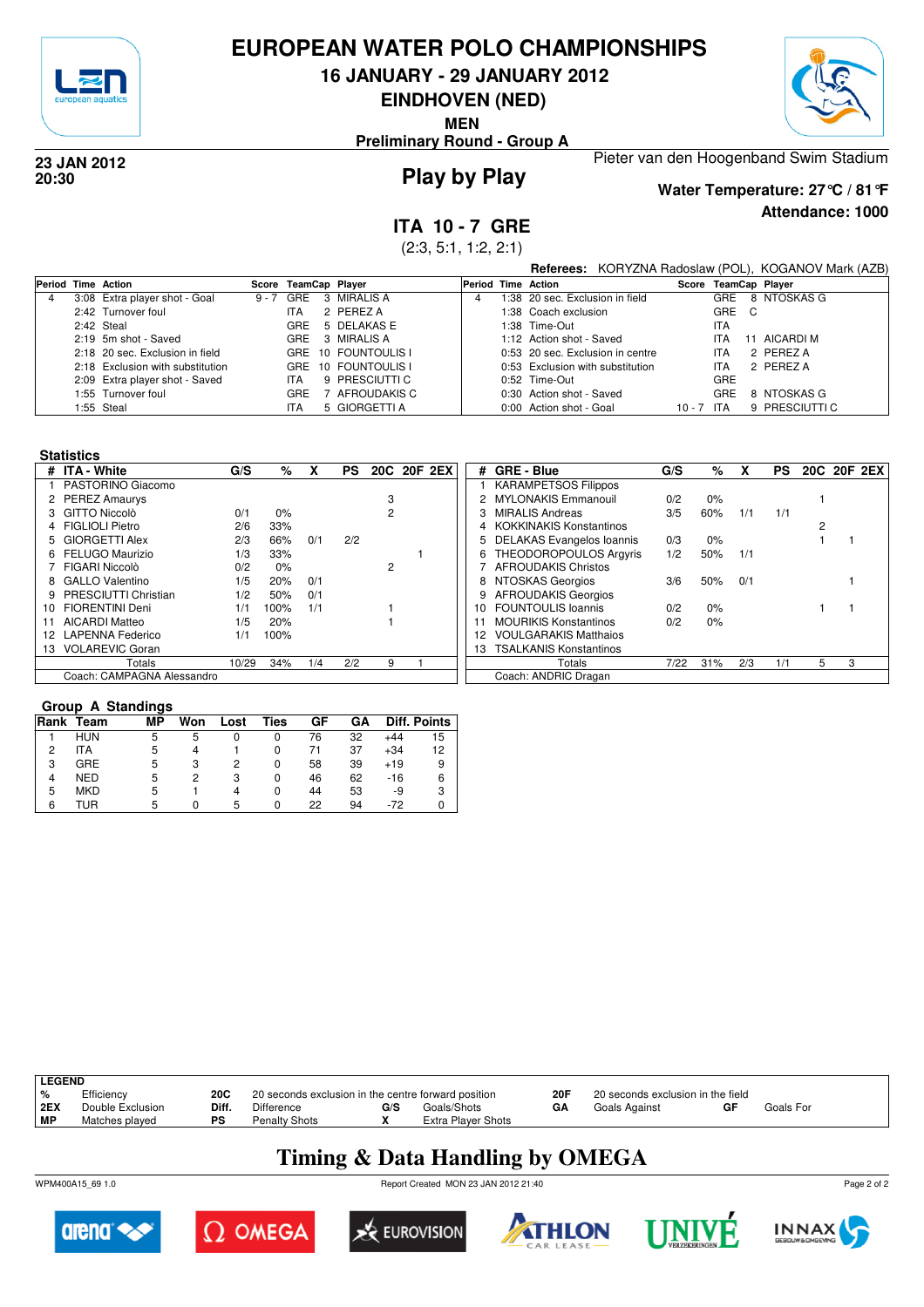# EUROPEAN WATER POLO CHAMPIONSHIPS

## 16 JANUARY - 29 JANUARY 2012

## EINDHOVEN (NED)

**MEN**

**Preliminary Round - Group A**

**23 JAN 2012**
**20:30**

## Play by Play

Pieter van den Hoogenband Swim Stadium

**Water Temperature: 27°C / 81°F**

**Attendance: 1000**

## ITA 10 - 7 GRE

(2:3, 5:1, 1:2, 2:1)

**Referees:** KORYZNA Radoslaw (POL), KOGANOV Mark (AZB)

| Period | Time | Action | Score | TeamCap | Player |
|---|---|---|---|---|---|
| 4 | 3:08 | Extra player shot - Goal | 9 - 7 | GRE 3 | MIRALIS A |
| | 2:42 | Turnover foul | | ITA 2 | PEREZ A |
| | 2:42 | Steal | | GRE 5 | DELAKAS E |
| | 2:19 | 5m shot - Saved | | GRE 3 | MIRALIS A |
| | 2:18 | 20 sec. Exclusion in field | | GRE 10 | FOUNTOULIS I |
| | 2:18 | Exclusion with substitution | | GRE 10 | FOUNTOULIS I |
| | 2:09 | Extra player shot - Saved | | ITA 9 | PRESCIUTTI C |
| | 1:55 | Turnover foul | | GRE 7 | AFROUDAKIS C |
| | 1:55 | Steal | | ITA 5 | GIORGETTI A |
| 4 | 1:38 | 20 sec. Exclusion in field | | GRE 8 | NTOSKAS G |
| | 1:38 | Coach exclusion | | GRE C | |
| | 1:38 | Time-Out | | ITA | |
| | 1:12 | Action shot - Saved | | ITA 11 | AICARDI M |
| | 0:53 | 20 sec. Exclusion in centre | | ITA 2 | PEREZ A |
| | 0:53 | Exclusion with substitution | | ITA 2 | PEREZ A |
| | 0:52 | Time-Out | | GRE | |
| | 0:30 | Action shot - Saved | | GRE 8 | NTOSKAS G |
| | 0:00 | Action shot - Goal | 10 - 7 | ITA 9 | PRESCIUTTI C |

### Statistics

| # | ITA - White | G/S | % | X | PS | 20C | 20F | 2EX |
|---|---|---|---|---|---|---|---|---|
| 1 | PASTORINO Giacomo | | | | | | | |
| 2 | PEREZ Amaurys | | | | | 3 | | |
| 3 | GITTO Niccolò | 0/1 | 0% | | | 2 | | |
| 4 | FIGLIOLI Pietro | 2/6 | 33% | | | | | |
| 5 | GIORGETTI Alex | 2/3 | 66% | 0/1 | 2/2 | | | |
| 6 | FELUGO Maurizio | 1/3 | 33% | | | | 1 | |
| 7 | FIGARI Niccolò | 0/2 | 0% | | | 2 | | |
| 8 | GALLO Valentino | 1/5 | 20% | 0/1 | | | | |
| 9 | PRESCIUTTI Christian | 1/2 | 50% | 0/1 | | | | |
| 10 | FIORENTINI Deni | 1/1 | 100% | 1/1 | | 1 | | |
| 11 | AICARDI Matteo | 1/5 | 20% | | | 1 | | |
| 12 | LAPENNA Federico | 1/1 | 100% | | | | | |
| 13 | VOLAREVIC Goran | | | | | | | |
| | Totals | 10/29 | 34% | 1/4 | 2/2 | 9 | 1 | |
| | Coach: CAMPAGNA Alessandro | | | | | | | |

| # | GRE - Blue | G/S | % | X | PS | 20C | 20F | 2EX |
|---|---|---|---|---|---|---|---|---|
| 1 | KARAMPETSOS Filippos | | | | | | | |
| 2 | MYLONAKIS Emmanouil | 0/2 | 0% | | | | 1 | |
| 3 | MIRALIS Andreas | 3/5 | 60% | 1/1 | 1/1 | | | |
| 4 | KOKKINAKIS Konstantinos | | | | | | 2 | |
| 5 | DELAKAS Evangelos Ioannis | 0/3 | 0% | | | | 1 | 1 |
| 6 | THEODOROPOULOS Argyris | 1/2 | 50% | 1/1 | | | | |
| 7 | AFROUDAKIS Christos | | | | | | | |
| 8 | NTOSKAS Georgios | 3/6 | 50% | 0/1 | | | | 1 |
| 9 | AFROUDAKIS Georgios | | | | | | | |
| 10 | FOUNTOULIS Ioannis | 0/2 | 0% | | | | 1 | 1 |
| 11 | MOURIKIS Konstantinos | 0/2 | 0% | | | | | |
| 12 | VOULGARAKIS Matthaios | | | | | | | |
| 13 | TSALKANIS Konstantinos | | | | | | | |
| | Totals | 7/22 | 31% | 2/3 | 1/1 | | 5 | 3 |
| | Coach: ANDRIC Dragan | | | | | | | |

### Group A Standings

| Rank | Team | MP | Won | Lost | Ties | GF | GA | Diff. | Points |
|---|---|---|---|---|---|---|---|---|---|
| 1 | HUN | 5 | 5 | 0 | 0 | 76 | 32 | +44 | 15 |
| 2 | ITA | 5 | 4 | 1 | 0 | 71 | 37 | +34 | 12 |
| 3 | GRE | 5 | 3 | 2 | 0 | 58 | 39 | +19 | 9 |
| 4 | NED | 5 | 2 | 3 | 0 | 46 | 62 | -16 | 6 |
| 5 | MKD | 5 | 1 | 4 | 0 | 44 | 53 | -9 | 3 |
| 6 | TUR | 5 | 0 | 5 | 0 | 22 | 94 | -72 | 0 |

| LEGEND | | | | | | | | | |
|---|---|---|---|---|---|---|---|---|---|
| % | Efficiency | 20C | 20 seconds exclusion in the centre forward position | | | 20F | 20 seconds exclusion in the field | | |
| 2EX | Double Exclusion | Diff. | Difference | G/S | Goals/Shots | GA | Goals Against | GF | Goals For |
| MP | Matches played | PS | Penalty Shots | X | Extra Player Shots | | | | |

## Timing & Data Handling by OMEGA

WPM400A15_69 1.0 Report Created MON 23 JAN 2012 21:40